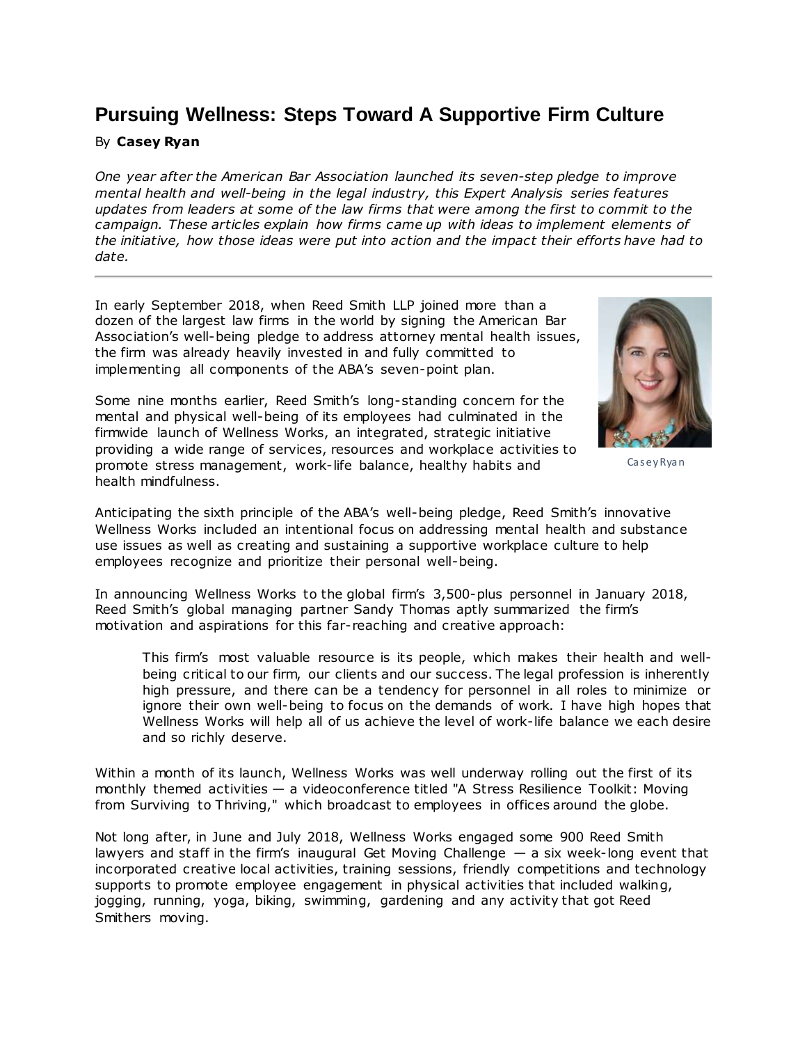# Pursuing Wellness: Steps Toward A Supportive Firm Culture

By **Casey Ryan**

*One year after the American Bar Association launched its seven-step pledge to improve mental health and well-being in the legal industry, this Expert Analysis series features updates from leaders at some of the law firms that were among the first to commit to the campaign. These articles explain how firms came up with ideas to implement elements of the initiative, how those ideas were put into action and the impact their efforts have had to date.*

---

In early September 2018, when Reed Smith LLP joined more than a dozen of the largest law firms in the world by signing the American Bar Association's well-being pledge to address attorney mental health issues, the firm was already heavily invested in and fully committed to implementing all components of the ABA's seven-point plan.

Casey Ryan

Some nine months earlier, Reed Smith's long-standing concern for the mental and physical well-being of its employees had culminated in the firmwide launch of Wellness Works, an integrated, strategic initiative providing a wide range of services, resources and workplace activities to promote stress management, work-life balance, healthy habits and health mindfulness.

Anticipating the sixth principle of the ABA's well-being pledge, Reed Smith's innovative Wellness Works included an intentional focus on addressing mental health and substance use issues as well as creating and sustaining a supportive workplace culture to help employees recognize and prioritize their personal well-being.

In announcing Wellness Works to the global firm's 3,500-plus personnel in January 2018, Reed Smith's global managing partner Sandy Thomas aptly summarized the firm's motivation and aspirations for this far-reaching and creative approach:

> This firm's most valuable resource is its people, which makes their health and well-being critical to our firm, our clients and our success. The legal profession is inherently high pressure, and there can be a tendency for personnel in all roles to minimize or ignore their own well-being to focus on the demands of work. I have high hopes that Wellness Works will help all of us achieve the level of work-life balance we each desire and so richly deserve.

Within a month of its launch, Wellness Works was well underway rolling out the first of its monthly themed activities — a videoconference titled "A Stress Resilience Toolkit: Moving from Surviving to Thriving," which broadcast to employees in offices around the globe.

Not long after, in June and July 2018, Wellness Works engaged some 900 Reed Smith lawyers and staff in the firm's inaugural Get Moving Challenge — a six week-long event that incorporated creative local activities, training sessions, friendly competitions and technology supports to promote employee engagement in physical activities that included walking, jogging, running, yoga, biking, swimming, gardening and any activity that got Reed Smithers moving.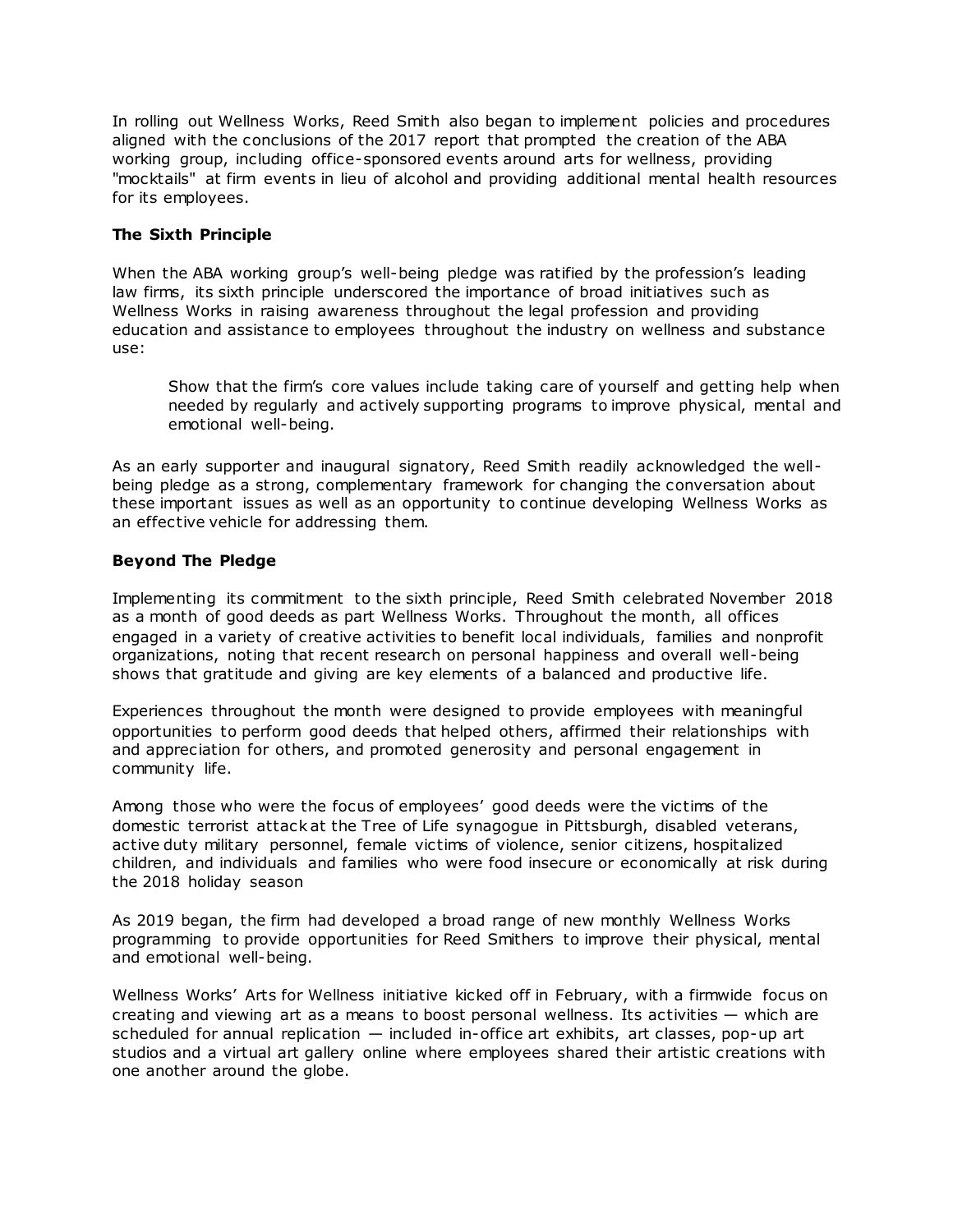In rolling out Wellness Works, Reed Smith also began to implement policies and procedures aligned with the conclusions of the 2017 report that prompted the creation of the ABA working group, including office-sponsored events around arts for wellness, providing "mocktails" at firm events in lieu of alcohol and providing additional mental health resources for its employees.

**The Sixth Principle**

When the ABA working group's well-being pledge was ratified by the profession's leading law firms, its sixth principle underscored the importance of broad initiatives such as Wellness Works in raising awareness throughout the legal profession and providing education and assistance to employees throughout the industry on wellness and substance use:

> Show that the firm's core values include taking care of yourself and getting help when needed by regularly and actively supporting programs to improve physical, mental and emotional well-being.

As an early supporter and inaugural signatory, Reed Smith readily acknowledged the well-being pledge as a strong, complementary framework for changing the conversation about these important issues as well as an opportunity to continue developing Wellness Works as an effective vehicle for addressing them.

**Beyond The Pledge**

Implementing its commitment to the sixth principle, Reed Smith celebrated November 2018 as a month of good deeds as part Wellness Works. Throughout the month, all offices engaged in a variety of creative activities to benefit local individuals, families and nonprofit organizations, noting that recent research on personal happiness and overall well-being shows that gratitude and giving are key elements of a balanced and productive life.

Experiences throughout the month were designed to provide employees with meaningful opportunities to perform good deeds that helped others, affirmed their relationships with and appreciation for others, and promoted generosity and personal engagement in community life.

Among those who were the focus of employees' good deeds were the victims of the domestic terrorist attack at the Tree of Life synagogue in Pittsburgh, disabled veterans, active duty military personnel, female victims of violence, senior citizens, hospitalized children, and individuals and families who were food insecure or economically at risk during the 2018 holiday season

As 2019 began, the firm had developed a broad range of new monthly Wellness Works programming to provide opportunities for Reed Smithers to improve their physical, mental and emotional well-being.

Wellness Works' Arts for Wellness initiative kicked off in February, with a firmwide focus on creating and viewing art as a means to boost personal wellness. Its activities — which are scheduled for annual replication — included in-office art exhibits, art classes, pop-up art studios and a virtual art gallery online where employees shared their artistic creations with one another around the globe.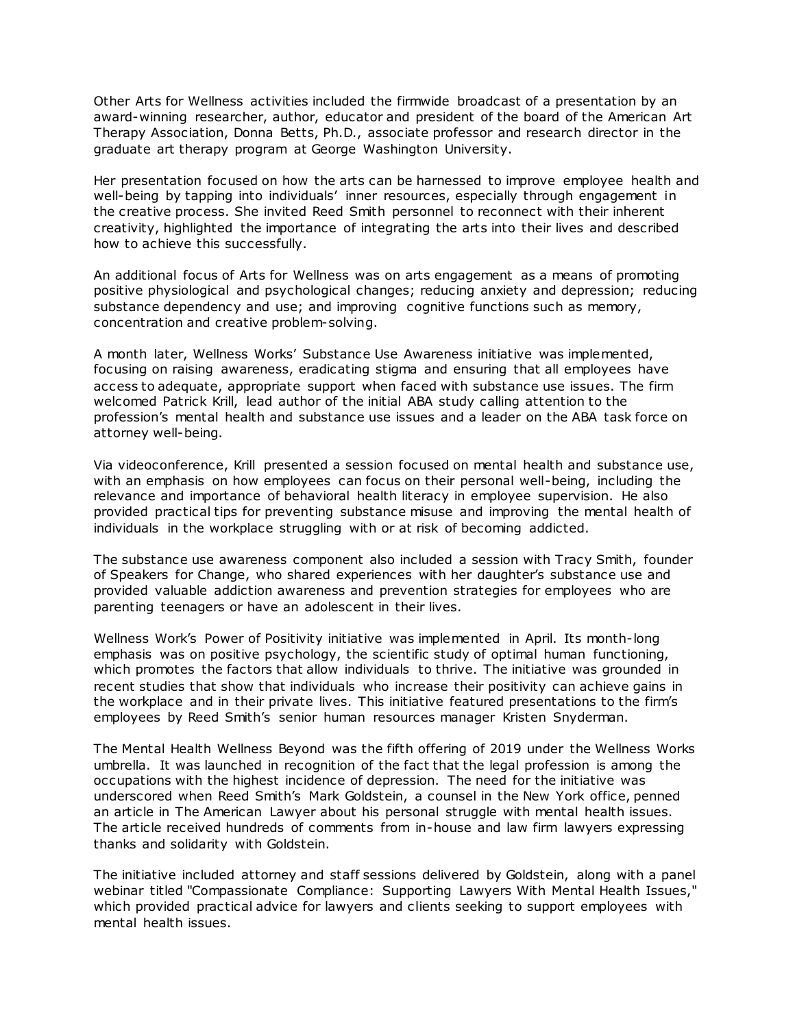Other Arts for Wellness activities included the firmwide broadcast of a presentation by an award-winning researcher, author, educator and president of the board of the American Art Therapy Association, Donna Betts, Ph.D., associate professor and research director in the graduate art therapy program at George Washington University.

Her presentation focused on how the arts can be harnessed to improve employee health and well-being by tapping into individuals' inner resources, especially through engagement in the creative process. She invited Reed Smith personnel to reconnect with their inherent creativity, highlighted the importance of integrating the arts into their lives and described how to achieve this successfully.

An additional focus of Arts for Wellness was on arts engagement as a means of promoting positive physiological and psychological changes; reducing anxiety and depression; reducing substance dependency and use; and improving cognitive functions such as memory, concentration and creative problem-solving.

A month later, Wellness Works' Substance Use Awareness initiative was implemented, focusing on raising awareness, eradicating stigma and ensuring that all employees have access to adequate, appropriate support when faced with substance use issues. The firm welcomed Patrick Krill, lead author of the initial ABA study calling attention to the profession's mental health and substance use issues and a leader on the ABA task force on attorney well-being.

Via videoconference, Krill presented a session focused on mental health and substance use, with an emphasis on how employees can focus on their personal well-being, including the relevance and importance of behavioral health literacy in employee supervision. He also provided practical tips for preventing substance misuse and improving the mental health of individuals in the workplace struggling with or at risk of becoming addicted.

The substance use awareness component also included a session with Tracy Smith, founder of Speakers for Change, who shared experiences with her daughter's substance use and provided valuable addiction awareness and prevention strategies for employees who are parenting teenagers or have an adolescent in their lives.

Wellness Work's Power of Positivity initiative was implemented in April. Its month-long emphasis was on positive psychology, the scientific study of optimal human functioning, which promotes the factors that allow individuals to thrive. The initiative was grounded in recent studies that show that individuals who increase their positivity can achieve gains in the workplace and in their private lives. This initiative featured presentations to the firm's employees by Reed Smith's senior human resources manager Kristen Snyderman.

The Mental Health Wellness Beyond was the fifth offering of 2019 under the Wellness Works umbrella. It was launched in recognition of the fact that the legal profession is among the occupations with the highest incidence of depression. The need for the initiative was underscored when Reed Smith's Mark Goldstein, a counsel in the New York office, penned an article in The American Lawyer about his personal struggle with mental health issues. The article received hundreds of comments from in-house and law firm lawyers expressing thanks and solidarity with Goldstein.

The initiative included attorney and staff sessions delivered by Goldstein, along with a panel webinar titled "Compassionate Compliance: Supporting Lawyers With Mental Health Issues," which provided practical advice for lawyers and clients seeking to support employees with mental health issues.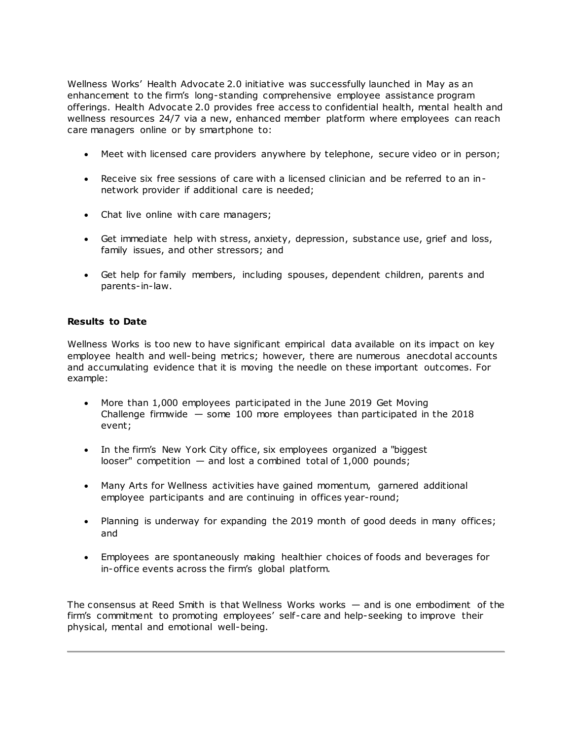Wellness Works' Health Advocate 2.0 initiative was successfully launched in May as an enhancement to the firm's long-standing comprehensive employee assistance program offerings. Health Advocate 2.0 provides free access to confidential health, mental health and wellness resources 24/7 via a new, enhanced member platform where employees can reach care managers online or by smartphone to:

- Meet with licensed care providers anywhere by telephone, secure video or in person;
- Receive six free sessions of care with a licensed clinician and be referred to an in-network provider if additional care is needed;
- Chat live online with care managers;
- Get immediate help with stress, anxiety, depression, substance use, grief and loss, family issues, and other stressors; and
- Get help for family members, including spouses, dependent children, parents and parents-in-law.

**Results to Date**

Wellness Works is too new to have significant empirical data available on its impact on key employee health and well-being metrics; however, there are numerous anecdotal accounts and accumulating evidence that it is moving the needle on these important outcomes. For example:

- More than 1,000 employees participated in the June 2019 Get Moving Challenge firmwide — some 100 more employees than participated in the 2018 event;
- In the firm's New York City office, six employees organized a "biggest looser" competition — and lost a combined total of 1,000 pounds;
- Many Arts for Wellness activities have gained momentum, garnered additional employee participants and are continuing in offices year-round;
- Planning is underway for expanding the 2019 month of good deeds in many offices; and
- Employees are spontaneously making healthier choices of foods and beverages for in-office events across the firm's global platform.

The consensus at Reed Smith is that Wellness Works works — and is one embodiment of the firm's commitment to promoting employees' self-care and help-seeking to improve their physical, mental and emotional well-being.

---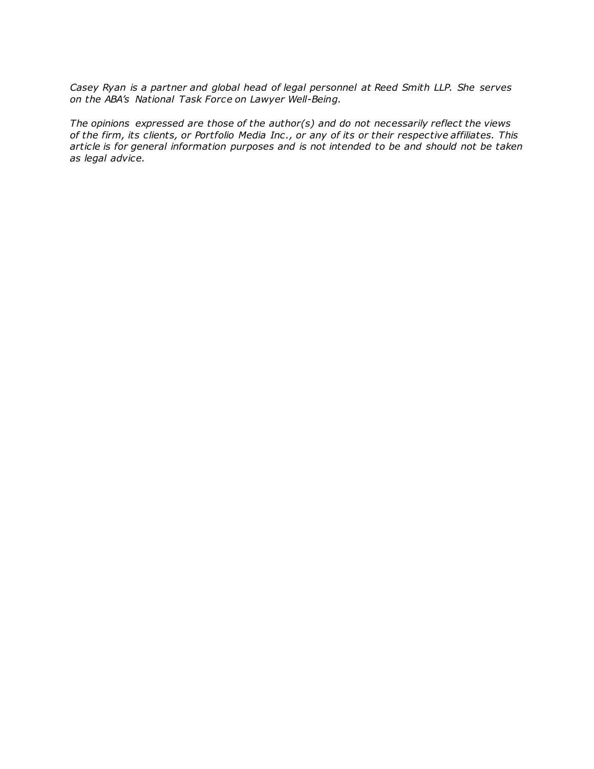*Casey Ryan is a partner and global head of legal personnel at Reed Smith LLP. She serves on the ABA's National Task Force on Lawyer Well-Being.*

*The opinions expressed are those of the author(s) and do not necessarily reflect the views of the firm, its clients, or Portfolio Media Inc., or any of its or their respective affiliates. This article is for general information purposes and is not intended to be and should not be taken as legal advice.*